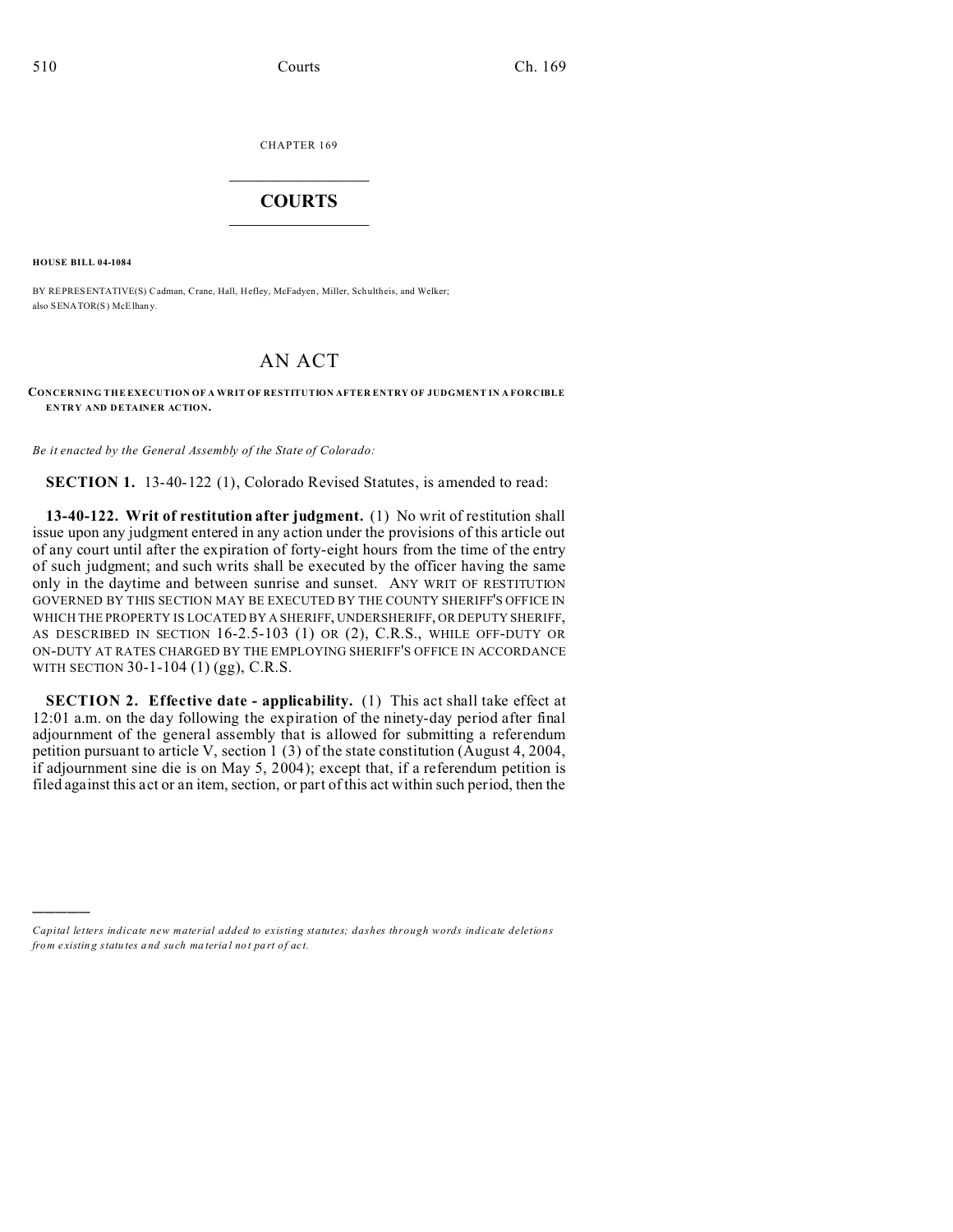CHAPTER 169

# COURTS

**HOUSE BILL 04-1084**

BY REPRESENTATIVE(S) Cadman, Crane, Hall, Hefley, McFadyen, Miller, Schultheis, and Welker; also SENATOR(S) McElhany.

# AN ACT

**CONCERNING THE EXECUTION OF A WRIT OF RESTITUTION AFTER ENTRY OF JUDGMENT IN A FORCIBLE ENTRY AND DETAINER ACTION.**

*Be it enacted by the General Assembly of the State of Colorado:*

**SECTION 1.** 13-40-122 (1), Colorado Revised Statutes, is amended to read:

**13-40-122. Writ of restitution after judgment.** (1) No writ of restitution shall issue upon any judgment entered in any action under the provisions of this article out of any court until after the expiration of forty-eight hours from the time of the entry of such judgment; and such writs shall be executed by the officer having the same only in the daytime and between sunrise and sunset. ANY WRIT OF RESTITUTION GOVERNED BY THIS SECTION MAY BE EXECUTED BY THE COUNTY SHERIFF'S OFFICE IN WHICH THE PROPERTY IS LOCATED BY A SHERIFF, UNDERSHERIFF, OR DEPUTY SHERIFF, AS DESCRIBED IN SECTION 16-2.5-103 (1) OR (2), C.R.S., WHILE OFF-DUTY OR ON-DUTY AT RATES CHARGED BY THE EMPLOYING SHERIFF'S OFFICE IN ACCORDANCE WITH SECTION 30-1-104 (1) (gg), C.R.S.

**SECTION 2. Effective date - applicability.** (1) This act shall take effect at 12:01 a.m. on the day following the expiration of the ninety-day period after final adjournment of the general assembly that is allowed for submitting a referendum petition pursuant to article V, section 1 (3) of the state constitution (August 4, 2004, if adjournment sine die is on May 5, 2004); except that, if a referendum petition is filed against this act or an item, section, or part of this act within such period, then the

---

*Capital letters indicate new material added to existing statutes; dashes through words indicate deletions from existing statutes and such material not part of act.*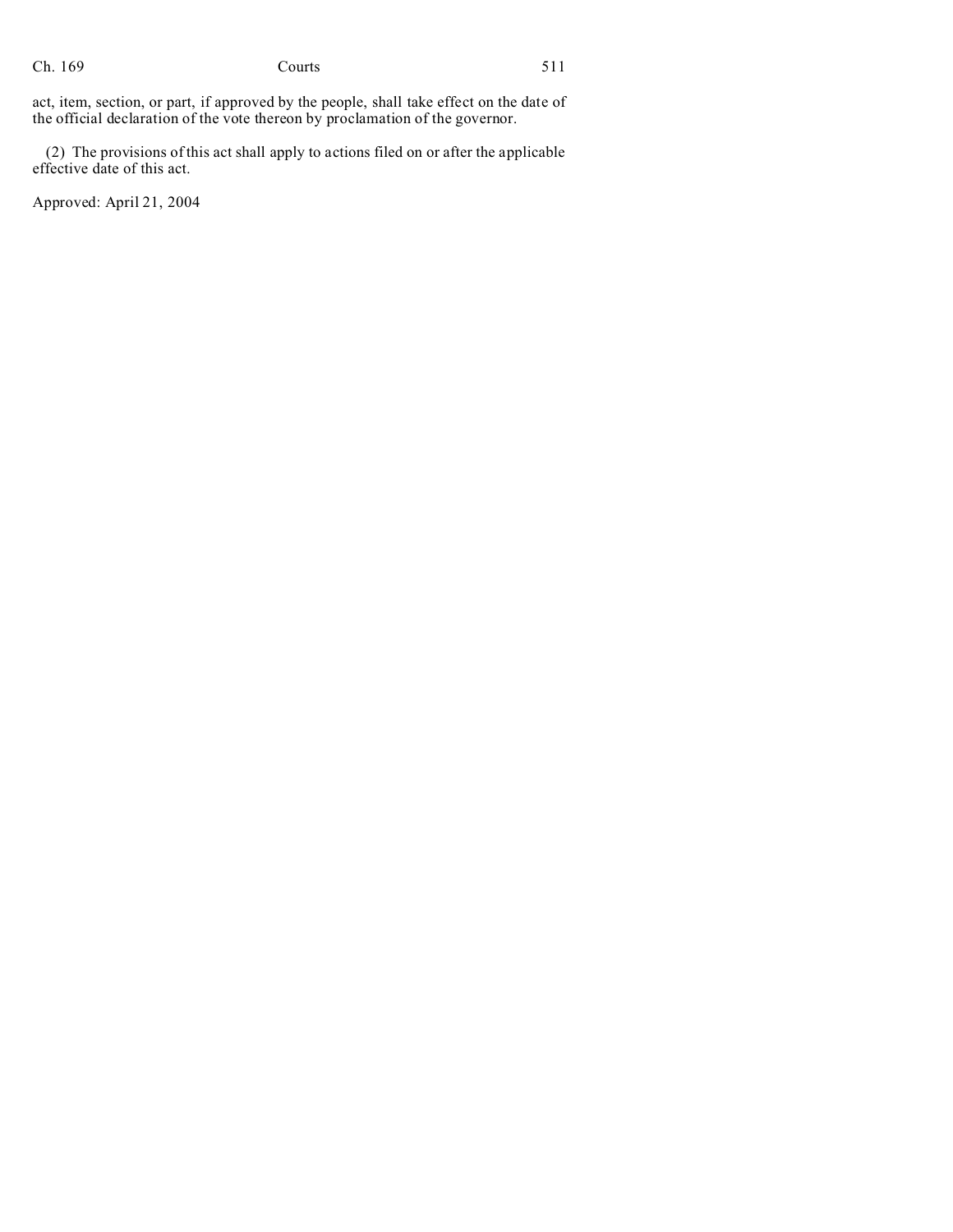act, item, section, or part, if approved by the people, shall take effect on the date of the official declaration of the vote thereon by proclamation of the governor.

(2) The provisions of this act shall apply to actions filed on or after the applicable effective date of this act.

Approved: April 21, 2004